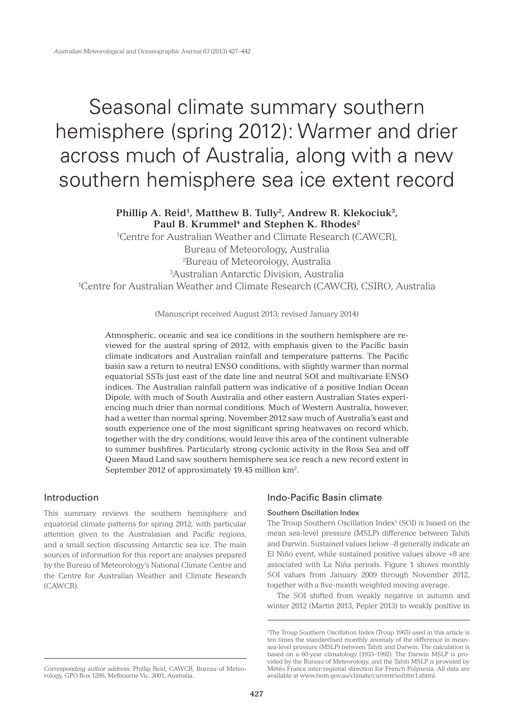# Seasonal climate summary southern hemisphere (spring 2012): Warmer and drier across much of Australia, along with a new southern hemisphere sea ice extent record

**Phillip A. Reid[1], Matthew B. Tully[2], Andrew R. Klekociuk[3], Paul B. Krummel[4] and Stephen K. Rhodes[2]**

[1]Centre for Australian Weather and Climate Research (CAWCR), Bureau of Meteorology, Australia
[2]Bureau of Meteorology, Australia
[3]Australian Antarctic Division, Australia
[4]Centre for Australian Weather and Climate Research (CAWCR), CSIRO, Australia

(Manuscript received August 2013; revised January 2014)

Atmospheric, oceanic and sea ice conditions in the southern hemisphere are reviewed for the austral spring of 2012, with emphasis given to the Pacific basin climate indicators and Australian rainfall and temperature patterns. The Pacific basin saw a return to neutral ENSO conditions, with slightly warmer than normal equatorial SSTs just east of the date line and neutral SOI and multivariate ENSO indices. The Australian rainfall pattern was indicative of a positive Indian Ocean Dipole, with much of South Australia and other eastern Australian States experiencing much drier than normal conditions. Much of Western Australia, however, had a wetter than normal spring. November 2012 saw much of Australia's east and south experience one of the most significant spring heatwaves on record which, together with the dry conditions, would leave this area of the continent vulnerable to summer bushfires. Particularly strong cyclonic activity in the Ross Sea and off Queen Maud Land saw southern hemisphere sea ice reach a new record extent in September 2012 of approximately 19.45 million km$^2$.

## Introduction

This summary reviews the southern hemisphere and equatorial climate patterns for spring 2012, with particular attention given to the Australasian and Pacific regions, and a small section discussing Antarctic sea ice. The main sources of information for this report are analyses prepared by the Bureau of Meteorology's National Climate Centre and the Centre for Australian Weather and Climate Research (CAWCR).

## Indo-Pacific Basin climate

### Southern Oscillation Index

The Troup Southern Oscillation Index[1] (SOI) is based on the mean sea-level pressure (MSLP) difference between Tahiti and Darwin. Sustained values below –8 generally indicate an El Niño event, while sustained positive values above +8 are associated with La Niña periods. Figure 1 shows monthly SOI values from January 2009 through November 2012, together with a five-month weighted moving average.

The SOI shifted from weakly negative in autumn and winter 2012 (Martin 2013, Pepler 2013) to weakly positive in

[1]The Troup Southern Oscillation Index (Troup 1965) used in this article is ten times the standardised monthly anomaly of the difference in mean-sea-level pressure (MSLP) between Tahiti and Darwin. The calculation is based on a 60-year climatology (1933–1992). The Darwin MSLP is provided by the Bureau of Meteorology, and the Tahiti MSLP is provided by Météo France inter-regional direction for French Polynesia. All data are available at www.bom.gov.au/climate/current/soihtm1.shtml.

*Corresponding author address:* Phillip Reid, CAWCR, Bureau of Meteorology, GPO Box 1289, Melbourne Vic. 3001, Australia.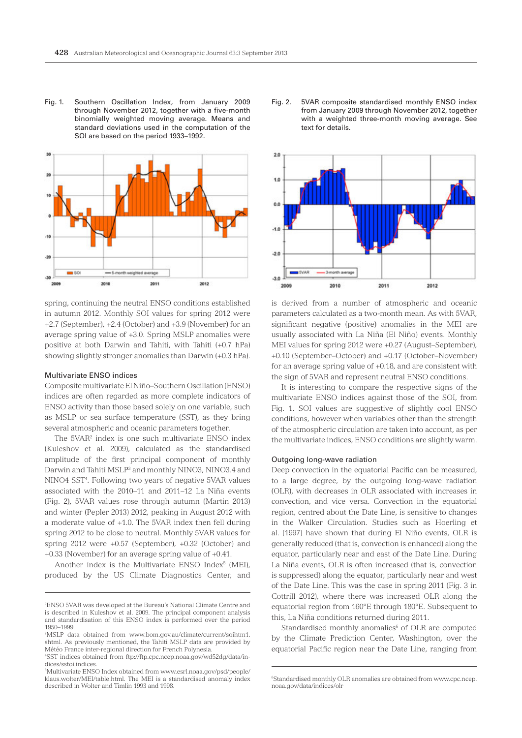Fig. 1. Southern Oscillation Index, from January 2009 through November 2012, together with a five-month binomially weighted moving average. Means and standard deviations used in the computation of the SOI are based on the period 1933–1992.

Fig. 2. 5VAR composite standardised monthly ENSO index from January 2009 through November 2012, together with a weighted three-month moving average. See text for details.

spring, continuing the neutral ENSO conditions established in autumn 2012. Monthly SOI values for spring 2012 were +2.7 (September), +2.4 (October) and +3.9 (November) for an average spring value of +3.0. Spring MSLP anomalies were positive at both Darwin and Tahiti, with Tahiti (+0.7 hPa) showing slightly stronger anomalies than Darwin (+0.3 hPa).

### Multivariate ENSO indices

Composite multivariate El Niño–Southern Oscillation (ENSO) indices are often regarded as more complete indicators of ENSO activity than those based solely on one variable, such as MSLP or sea surface temperature (SST), as they bring several atmospheric and oceanic parameters together.

The 5VAR[2] index is one such multivariate ENSO index (Kuleshov et al. 2009), calculated as the standardised amplitude of the first principal component of monthly Darwin and Tahiti MSLP[3] and monthly NINO3, NINO3.4 and NINO4 SST[4]. Following two years of negative 5VAR values associated with the 2010–11 and 2011–12 La Niña events (Fig. 2), 5VAR values rose through autumn (Martin 2013) and winter (Pepler 2013) 2012, peaking in August 2012 with a moderate value of +1.0. The 5VAR index then fell during spring 2012 to be close to neutral. Monthly 5VAR values for spring 2012 were +0.57 (September), +0.32 (October) and +0.33 (November) for an average spring value of +0.41.

Another index is the Multivariate ENSO Index[5] (MEI), produced by the US Climate Diagnostics Center, and is derived from a number of atmospheric and oceanic parameters calculated as a two-month mean. As with 5VAR, significant negative (positive) anomalies in the MEI are usually associated with La Niña (El Niño) events. Monthly MEI values for spring 2012 were +0.27 (August–September), +0.10 (September–October) and +0.17 (October–November) for an average spring value of +0.18, and are consistent with the sign of 5VAR and represent neutral ENSO conditions.

It is interesting to compare the respective signs of the multivariate ENSO indices against those of the SOI, from Fig. 1. SOI values are suggestive of slightly cool ENSO conditions, however when variables other than the strength of the atmospheric circulation are taken into account, as per the multivariate indices, ENSO conditions are slightly warm.

### Outgoing long-wave radiation

Deep convection in the equatorial Pacific can be measured, to a large degree, by the outgoing long-wave radiation (OLR), with decreases in OLR associated with increases in convection, and vice versa. Convection in the equatorial region, centred about the Date Line, is sensitive to changes in the Walker Circulation. Studies such as Hoerling et al. (1997) have shown that during El Niño events, OLR is generally reduced (that is, convection is enhanced) along the equator, particularly near and east of the Date Line. During La Niña events, OLR is often increased (that is, convection is suppressed) along the equator, particularly near and west of the Date Line. This was the case in spring 2011 (Fig. 3 in Cottrill 2012), where there was increased OLR along the equatorial region from 160°E through 180°E. Subsequent to this, La Niña conditions returned during 2011.

Standardised monthly anomalies[6] of OLR are computed by the Climate Prediction Center, Washington, over the equatorial Pacific region near the Date Line, ranging from

---

[2] ENSO 5VAR was developed at the Bureau's National Climate Centre and is described in Kuleshov et al. 2009. The principal component analysis and standardisation of this ENSO index is performed over the period 1950–1999.

[3] MSLP data obtained from www.bom.gov.au/climate/current/soihtm1.shtml. As previously mentioned, the Tahiti MSLP data are provided by Météo France inter-regional direction for French Polynesia.

[4] SST indices obtained from ftp://ftp.cpc.ncep.noaa.gov/wd52dg/data/indices/sstoi.indices.

[5] Multivariate ENSO Index obtained from www.esrl.noaa.gov/psd/people/klaus.wolter/MEI/table.html. The MEI is a standardised anomaly index described in Wolter and Timlin 1993 and 1998.

[6] Standardised monthly OLR anomalies are obtained from www.cpc.ncep.noaa.gov/data/indices/olr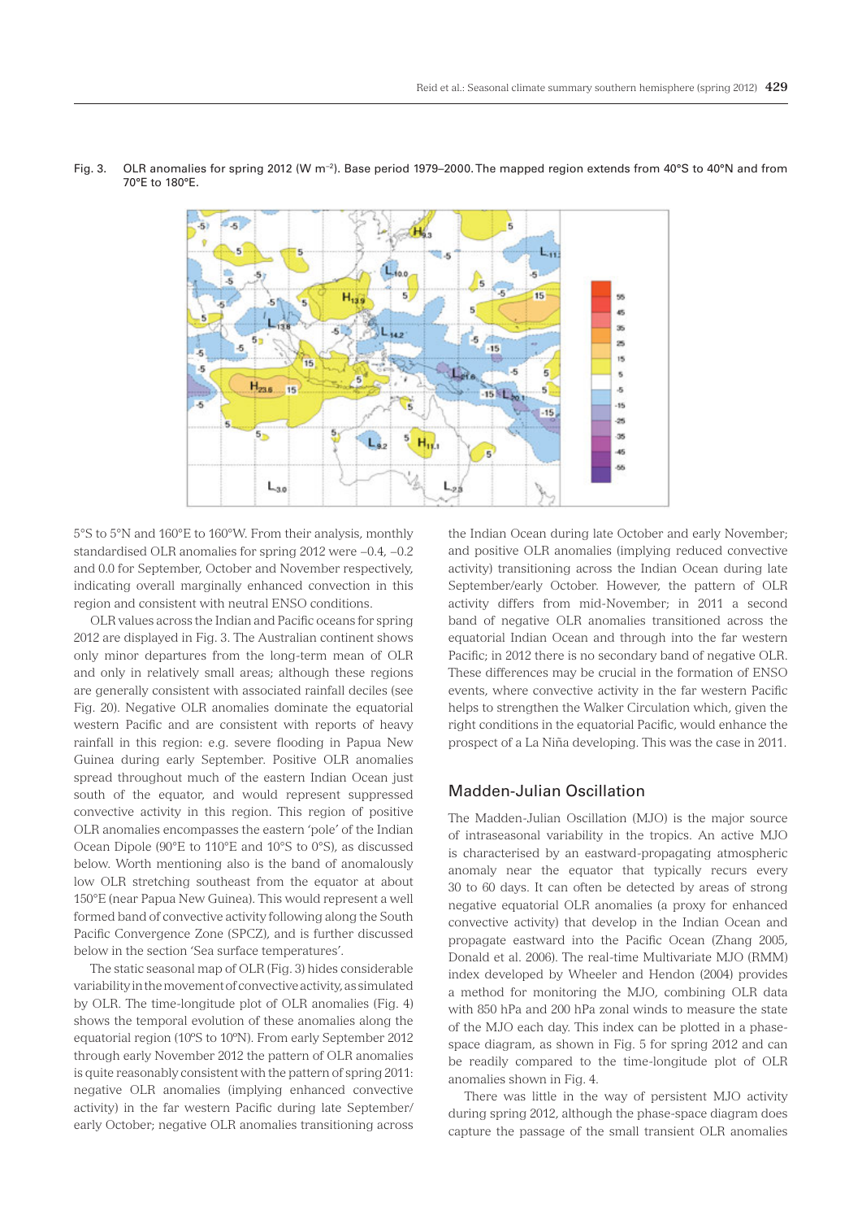Fig. 3. OLR anomalies for spring 2012 (W m$^{-2}$). Base period 1979–2000. The mapped region extends from 40°S to 40°N and from 70°E to 180°E.

5°S to 5°N and 160°E to 160°W. From their analysis, monthly standardised OLR anomalies for spring 2012 were –0.4, –0.2 and 0.0 for September, October and November respectively, indicating overall marginally enhanced convection in this region and consistent with neutral ENSO conditions.

OLR values across the Indian and Pacific oceans for spring 2012 are displayed in Fig. 3. The Australian continent shows only minor departures from the long-term mean of OLR and only in relatively small areas; although these regions are generally consistent with associated rainfall deciles (see Fig. 20). Negative OLR anomalies dominate the equatorial western Pacific and are consistent with reports of heavy rainfall in this region: e.g. severe flooding in Papua New Guinea during early September. Positive OLR anomalies spread throughout much of the eastern Indian Ocean just south of the equator, and would represent suppressed convective activity in this region. This region of positive OLR anomalies encompasses the eastern 'pole' of the Indian Ocean Dipole (90°E to 110°E and 10°S to 0°S), as discussed below. Worth mentioning also is the band of anomalously low OLR stretching southeast from the equator at about 150°E (near Papua New Guinea). This would represent a well formed band of convective activity following along the South Pacific Convergence Zone (SPCZ), and is further discussed below in the section 'Sea surface temperatures'.

The static seasonal map of OLR (Fig. 3) hides considerable variability in the movement of convective activity, as simulated by OLR. The time-longitude plot of OLR anomalies (Fig. 4) shows the temporal evolution of these anomalies along the equatorial region (10°S to 10°N). From early September 2012 through early November 2012 the pattern of OLR anomalies is quite reasonably consistent with the pattern of spring 2011: negative OLR anomalies (implying enhanced convective activity) in the far western Pacific during late September/early October; negative OLR anomalies transitioning across the Indian Ocean during late October and early November; and positive OLR anomalies (implying reduced convective activity) transitioning across the Indian Ocean during late September/early October. However, the pattern of OLR activity differs from mid-November; in 2011 a second band of negative OLR anomalies transitioned across the equatorial Indian Ocean and through into the far western Pacific; in 2012 there is no secondary band of negative OLR. These differences may be crucial in the formation of ENSO events, where convective activity in the far western Pacific helps to strengthen the Walker Circulation which, given the right conditions in the equatorial Pacific, would enhance the prospect of a La Niña developing. This was the case in 2011.

## Madden-Julian Oscillation

The Madden-Julian Oscillation (MJO) is the major source of intraseasonal variability in the tropics. An active MJO is characterised by an eastward-propagating atmospheric anomaly near the equator that typically recurs every 30 to 60 days. It can often be detected by areas of strong negative equatorial OLR anomalies (a proxy for enhanced convective activity) that develop in the Indian Ocean and propagate eastward into the Pacific Ocean (Zhang 2005, Donald et al. 2006). The real-time Multivariate MJO (RMM) index developed by Wheeler and Hendon (2004) provides a method for monitoring the MJO, combining OLR data with 850 hPa and 200 hPa zonal winds to measure the state of the MJO each day. This index can be plotted in a phase-space diagram, as shown in Fig. 5 for spring 2012 and can be readily compared to the time-longitude plot of OLR anomalies shown in Fig. 4.

There was little in the way of persistent MJO activity during spring 2012, although the phase-space diagram does capture the passage of the small transient OLR anomalies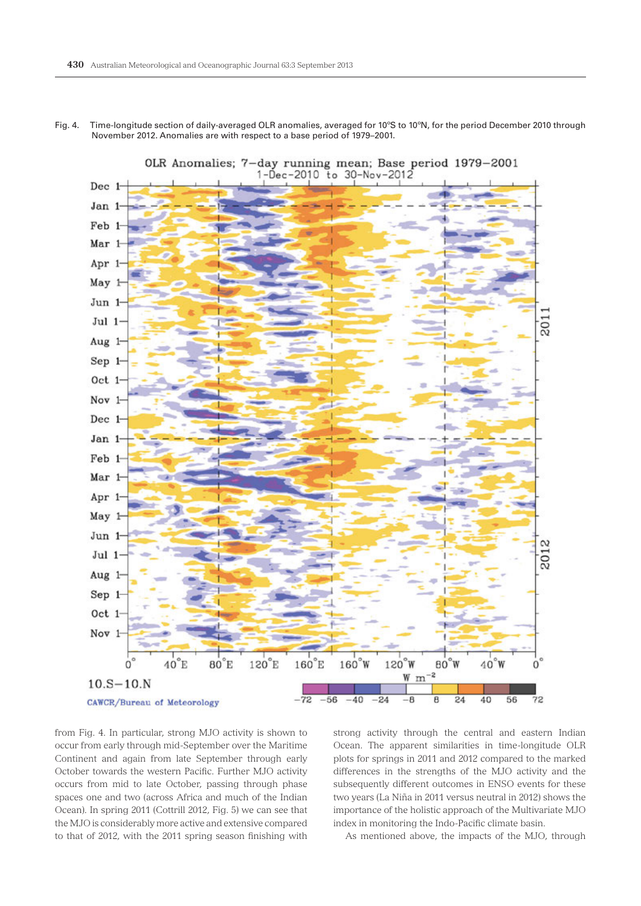Fig. 4. Time-longitude section of daily-averaged OLR anomalies, averaged for 10°S to 10°N, for the period December 2010 through November 2012. Anomalies are with respect to a base period of 1979–2001.

from Fig. 4. In particular, strong MJO activity is shown to occur from early through mid-September over the Maritime Continent and again from late September through early October towards the western Pacific. Further MJO activity occurs from mid to late October, passing through phase spaces one and two (across Africa and much of the Indian Ocean). In spring 2011 (Cottrill 2012, Fig. 5) we can see that the MJO is considerably more active and extensive compared to that of 2012, with the 2011 spring season finishing with strong activity through the central and eastern Indian Ocean. The apparent similarities in time-longitude OLR plots for springs in 2011 and 2012 compared to the marked differences in the strengths of the MJO activity and the subsequently different outcomes in ENSO events for these two years (La Niña in 2011 versus neutral in 2012) shows the importance of the holistic approach of the Multivariate MJO index in monitoring the Indo-Pacific climate basin.

As mentioned above, the impacts of the MJO, through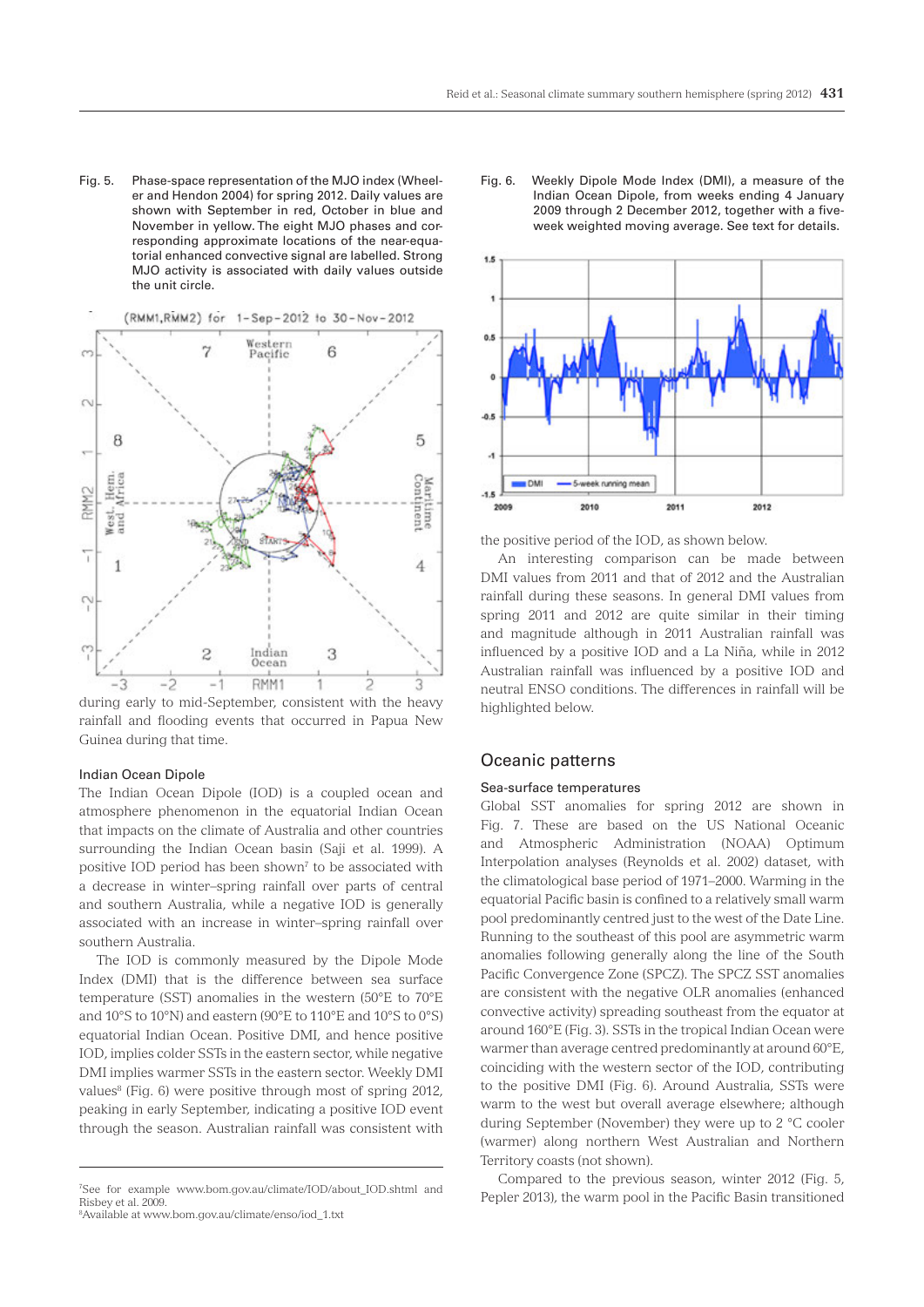Fig. 5. Phase-space representation of the MJO index (Wheeler and Hendon 2004) for spring 2012. Daily values are shown with September in red, October in blue and November in yellow. The eight MJO phases and corresponding approximate locations of the near-equatorial enhanced convective signal are labelled. Strong MJO activity is associated with daily values outside the unit circle.

during early to mid-September, consistent with the heavy rainfall and flooding events that occurred in Papua New Guinea during that time.

### Indian Ocean Dipole

The Indian Ocean Dipole (IOD) is a coupled ocean and atmosphere phenomenon in the equatorial Indian Ocean that impacts on the climate of Australia and other countries surrounding the Indian Ocean basin (Saji et al. 1999). A positive IOD period has been shown[7] to be associated with a decrease in winter–spring rainfall over parts of central and southern Australia, while a negative IOD is generally associated with an increase in winter–spring rainfall over southern Australia.

The IOD is commonly measured by the Dipole Mode Index (DMI) that is the difference between sea surface temperature (SST) anomalies in the western (50°E to 70°E and 10°S to 10°N) and eastern (90°E to 110°E and 10°S to 0°S) equatorial Indian Ocean. Positive DMI, and hence positive IOD, implies colder SSTs in the eastern sector, while negative DMI implies warmer SSTs in the eastern sector. Weekly DMI values[8] (Fig. 6) were positive through most of spring 2012, peaking in early September, indicating a positive IOD event through the season. Australian rainfall was consistent with the positive period of the IOD, as shown below.

Fig. 6. Weekly Dipole Mode Index (DMI), a measure of the Indian Ocean Dipole, from weeks ending 4 January 2009 through 2 December 2012, together with a five-week weighted moving average. See text for details.

An interesting comparison can be made between DMI values from 2011 and that of 2012 and the Australian rainfall during these seasons. In general DMI values from spring 2011 and 2012 are quite similar in their timing and magnitude although in 2011 Australian rainfall was influenced by a positive IOD and a La Niña, while in 2012 Australian rainfall was influenced by a positive IOD and neutral ENSO conditions. The differences in rainfall will be highlighted below.

## Oceanic patterns

### Sea-surface temperatures

Global SST anomalies for spring 2012 are shown in Fig. 7. These are based on the US National Oceanic and Atmospheric Administration (NOAA) Optimum Interpolation analyses (Reynolds et al. 2002) dataset, with the climatological base period of 1971–2000. Warming in the equatorial Pacific basin is confined to a relatively small warm pool predominantly centred just to the west of the Date Line. Running to the southeast of this pool are asymmetric warm anomalies following generally along the line of the South Pacific Convergence Zone (SPCZ). The SPCZ SST anomalies are consistent with the negative OLR anomalies (enhanced convective activity) spreading southeast from the equator at around 160°E (Fig. 3). SSTs in the tropical Indian Ocean were warmer than average centred predominantly at around 60°E, coinciding with the western sector of the IOD, contributing to the positive DMI (Fig. 6). Around Australia, SSTs were warm to the west but overall average elsewhere; although during September (November) they were up to 2 °C cooler (warmer) along northern West Australian and Northern Territory coasts (not shown).

Compared to the previous season, winter 2012 (Fig. 5, Pepler 2013), the warm pool in the Pacific Basin transitioned

[7] See for example www.bom.gov.au/climate/IOD/about_IOD.shtml and Risbey et al. 2009.

[8] Available at www.bom.gov.au/climate/enso/iod_1.txt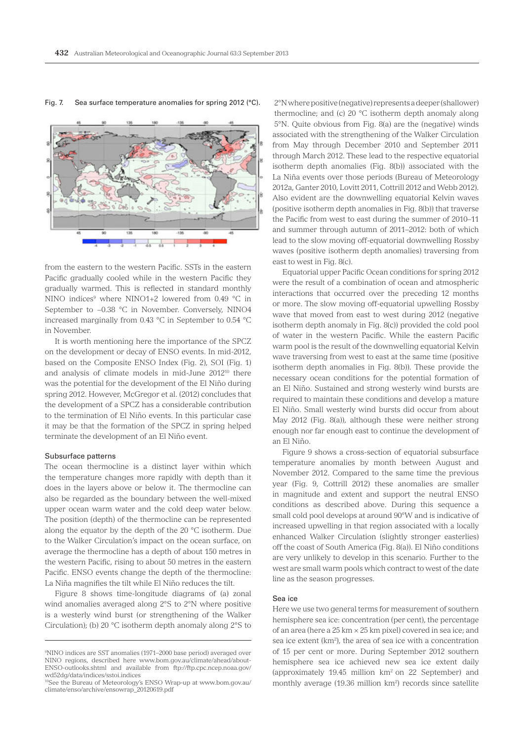Fig. 7. Sea surface temperature anomalies for spring 2012 (°C).

from the eastern to the western Pacific. SSTs in the eastern Pacific gradually cooled while in the western Pacific they gradually warmed. This is reflected in standard monthly NINO indices[9] where NINO1+2 lowered from 0.49 °C in September to –0.38 °C in November. Conversely, NINO4 increased marginally from 0.43 °C in September to 0.54 °C in November.

It is worth mentioning here the importance of the SPCZ on the development or decay of ENSO events. In mid-2012, based on the Composite ENSO Index (Fig. 2), SOI (Fig. 1) and analysis of climate models in mid-June 2012[10] there was the potential for the development of the El Niño during spring 2012. However, McGregor et al. (2012) concludes that the development of a SPCZ has a considerable contribution to the termination of El Niño events. In this particular case it may be that the formation of the SPCZ in spring helped terminate the development of an El Niño event.

### Subsurface patterns

The ocean thermocline is a distinct layer within which the temperature changes more rapidly with depth than it does in the layers above or below it. The thermocline can also be regarded as the boundary between the well-mixed upper ocean warm water and the cold deep water below. The position (depth) of the thermocline can be represented along the equator by the depth of the 20 °C isotherm. Due to the Walker Circulation's impact on the ocean surface, on average the thermocline has a depth of about 150 metres in the western Pacific, rising to about 50 metres in the eastern Pacific. ENSO events change the depth of the thermocline: La Niña magnifies the tilt while El Niño reduces the tilt.

Figure 8 shows time-longitude diagrams of (a) zonal wind anomalies averaged along 2°S to 2°N where positive is a westerly wind burst (or strengthening of the Walker Circulation); (b) 20 °C isotherm depth anomaly along 2°S to 2°N where positive (negative) represents a deeper (shallower) thermocline; and (c) 20 °C isotherm depth anomaly along 5°N. Quite obvious from Fig. 8(a) are the (negative) winds associated with the strengthening of the Walker Circulation from May through December 2010 and September 2011 through March 2012. These lead to the respective equatorial isotherm depth anomalies (Fig. 8(b)) associated with the La Niña events over those periods (Bureau of Meteorology 2012a, Ganter 2010, Lovitt 2011, Cottrill 2012 and Webb 2012). Also evident are the downwelling equatorial Kelvin waves (positive isotherm depth anomalies in Fig. 8(b)) that traverse the Pacific from west to east during the summer of 2010–11 and summer through autumn of 2011–2012: both of which lead to the slow moving off-equatorial downwelling Rossby waves (positive isotherm depth anomalies) traversing from east to west in Fig. 8(c).

Equatorial upper Pacific Ocean conditions for spring 2012 were the result of a combination of ocean and atmospheric interactions that occurred over the preceding 12 months or more. The slow moving off-equatorial upwelling Rossby wave that moved from east to west during 2012 (negative isotherm depth anomaly in Fig. 8(c)) provided the cold pool of water in the western Pacific. While the eastern Pacific warm pool is the result of the downwelling equatorial Kelvin wave traversing from west to east at the same time (positive isotherm depth anomalies in Fig. 8(b)). These provide the necessary ocean conditions for the potential formation of an El Niño. Sustained and strong westerly wind bursts are required to maintain these conditions and develop a mature El Niño. Small westerly wind bursts did occur from about May 2012 (Fig. 8(a)), although these were neither strong enough nor far enough east to continue the development of an El Niño.

Figure 9 shows a cross-section of equatorial subsurface temperature anomalies by month between August and November 2012. Compared to the same time the previous year (Fig. 9, Cottrill 2012) these anomalies are smaller in magnitude and extent and support the neutral ENSO conditions as described above. During this sequence a small cold pool develops at around 90°W and is indicative of increased upwelling in that region associated with a locally enhanced Walker Circulation (slightly stronger easterlies) off the coast of South America (Fig. 8(a)). El Niño conditions are very unlikely to develop in this scenario. Further to the west are small warm pools which contract to west of the date line as the season progresses.

### Sea ice

Here we use two general terms for measurement of southern hemisphere sea ice: concentration (per cent), the percentage of an area (here a 25 km × 25 km pixel) covered in sea ice; and sea ice extent ($km^2$), the area of sea ice with a concentration of 15 per cent or more. During September 2012 southern hemisphere sea ice achieved new sea ice extent daily (approximately 19.45 million $km^2$ on 22 September) and monthly average (19.36 million $km^2$) records since satellite

---

[9] NINO indices are SST anomalies (1971–2000 base period) averaged over NINO regions, described here www.bom.gov.au/climate/ahead/about-ENSO-outlooks.shtml and available from ftp://ftp.cpc.ncep.noaa.gov/wd52dg/data/indices/sstoi.indices

[10] See the Bureau of Meteorology's ENSO Wrap-up at www.bom.gov.au/climate/enso/archive/ensowrap_20120619.pdf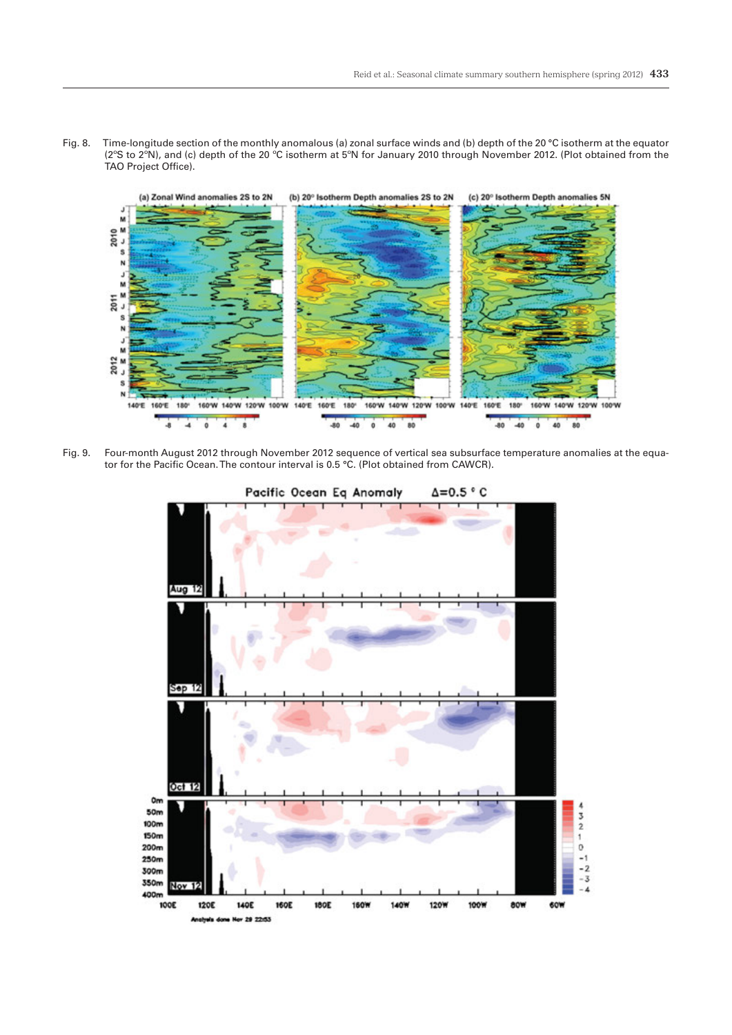Fig. 8. Time-longitude section of the monthly anomalous (a) zonal surface winds and (b) depth of the 20 °C isotherm at the equator (2°S to 2°N), and (c) depth of the 20 °C isotherm at 5°N for January 2010 through November 2012. (Plot obtained from the TAO Project Office).

Fig. 9. Four-month August 2012 through November 2012 sequence of vertical sea subsurface temperature anomalies at the equator for the Pacific Ocean. The contour interval is 0.5 °C. (Plot obtained from CAWCR).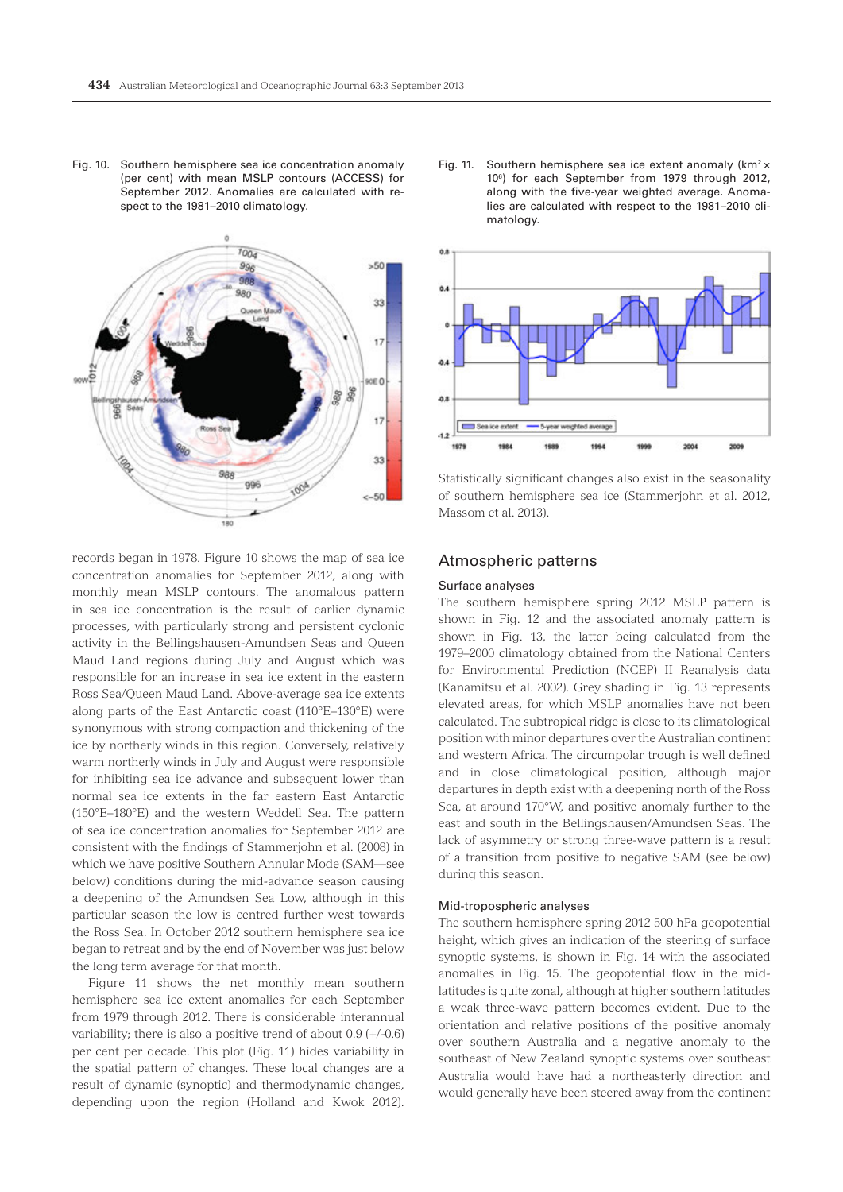Fig. 10. Southern hemisphere sea ice concentration anomaly (per cent) with mean MSLP contours (ACCESS) for September 2012. Anomalies are calculated with respect to the 1981–2010 climatology.

Fig. 11. Southern hemisphere sea ice extent anomaly (km$^2$ × 10$^6$) for each September from 1979 through 2012, along with the five-year weighted average. Anomalies are calculated with respect to the 1981–2010 climatology.

records began in 1978. Figure 10 shows the map of sea ice concentration anomalies for September 2012, along with monthly mean MSLP contours. The anomalous pattern in sea ice concentration is the result of earlier dynamic processes, with particularly strong and persistent cyclonic activity in the Bellingshausen-Amundsen Seas and Queen Maud Land regions during July and August which was responsible for an increase in sea ice extent in the eastern Ross Sea/Queen Maud Land. Above-average sea ice extents along parts of the East Antarctic coast (110°E–130°E) were synonymous with strong compaction and thickening of the ice by northerly winds in this region. Conversely, relatively warm northerly winds in July and August were responsible for inhibiting sea ice advance and subsequent lower than normal sea ice extents in the far eastern East Antarctic (150°E–180°E) and the western Weddell Sea. The pattern of sea ice concentration anomalies for September 2012 are consistent with the findings of Stammerjohn et al. (2008) in which we have positive Southern Annular Mode (SAM—see below) conditions during the mid-advance season causing a deepening of the Amundsen Sea Low, although in this particular season the low is centred further west towards the Ross Sea. In October 2012 southern hemisphere sea ice began to retreat and by the end of November was just below the long term average for that month.

Figure 11 shows the net monthly mean southern hemisphere sea ice extent anomalies for each September from 1979 through 2012. There is considerable interannual variability; there is also a positive trend of about 0.9 (+/-0.6) per cent per decade. This plot (Fig. 11) hides variability in the spatial pattern of changes. These local changes are a result of dynamic (synoptic) and thermodynamic changes, depending upon the region (Holland and Kwok 2012). Statistically significant changes also exist in the seasonality of southern hemisphere sea ice (Stammerjohn et al. 2012, Massom et al. 2013).

## Atmospheric patterns

### Surface analyses

The southern hemisphere spring 2012 MSLP pattern is shown in Fig. 12 and the associated anomaly pattern is shown in Fig. 13, the latter being calculated from the 1979–2000 climatology obtained from the National Centers for Environmental Prediction (NCEP) II Reanalysis data (Kanamitsu et al. 2002). Grey shading in Fig. 13 represents elevated areas, for which MSLP anomalies have not been calculated. The subtropical ridge is close to its climatological position with minor departures over the Australian continent and western Africa. The circumpolar trough is well defined and in close climatological position, although major departures in depth exist with a deepening north of the Ross Sea, at around 170°W, and positive anomaly further to the east and south in the Bellingshausen/Amundsen Seas. The lack of asymmetry or strong three-wave pattern is a result of a transition from positive to negative SAM (see below) during this season.

### Mid-tropospheric analyses

The southern hemisphere spring 2012 500 hPa geopotential height, which gives an indication of the steering of surface synoptic systems, is shown in Fig. 14 with the associated anomalies in Fig. 15. The geopotential flow in the mid-latitudes is quite zonal, although at higher southern latitudes a weak three-wave pattern becomes evident. Due to the orientation and relative positions of the positive anomaly over southern Australia and a negative anomaly to the southeast of New Zealand synoptic systems over southeast Australia would have had a northeasterly direction and would generally have been steered away from the continent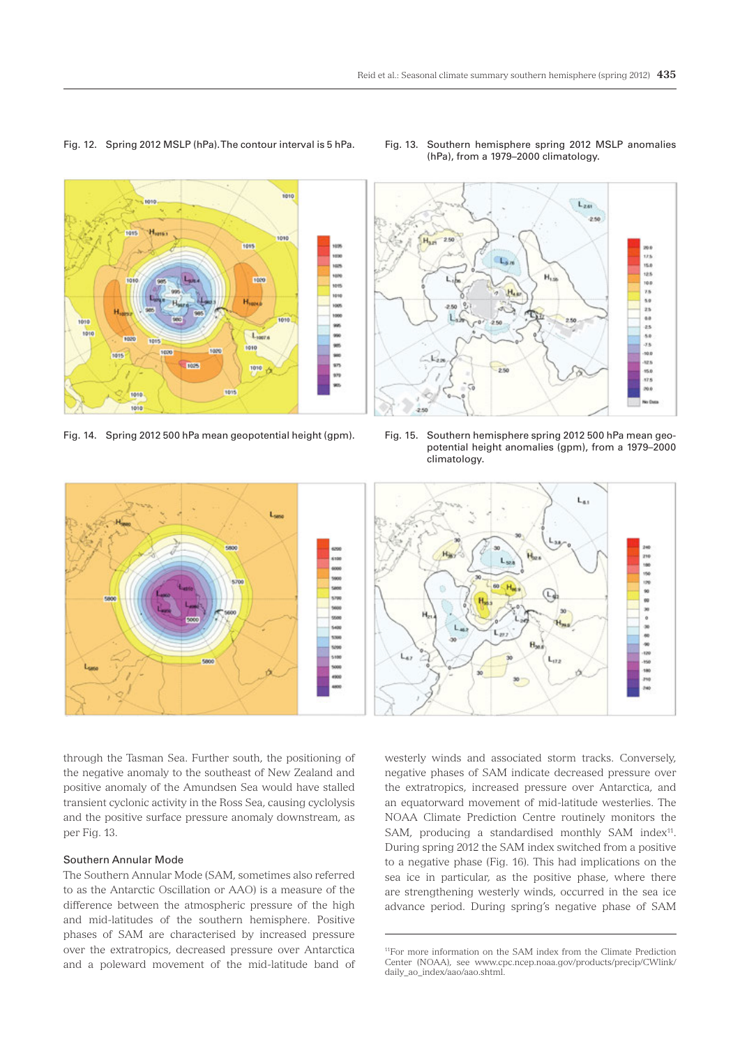Fig. 12. Spring 2012 MSLP (hPa). The contour interval is 5 hPa.

Fig. 13. Southern hemisphere spring 2012 MSLP anomalies (hPa), from a 1979–2000 climatology.

Fig. 14. Spring 2012 500 hPa mean geopotential height (gpm).

Fig. 15. Southern hemisphere spring 2012 500 hPa mean geopotential height anomalies (gpm), from a 1979–2000 climatology.

through the Tasman Sea. Further south, the positioning of the negative anomaly to the southeast of New Zealand and positive anomaly of the Amundsen Sea would have stalled transient cyclonic activity in the Ross Sea, causing cyclolysis and the positive surface pressure anomaly downstream, as per Fig. 13.

### Southern Annular Mode

The Southern Annular Mode (SAM, sometimes also referred to as the Antarctic Oscillation or AAO) is a measure of the difference between the atmospheric pressure of the high and mid-latitudes of the southern hemisphere. Positive phases of SAM are characterised by increased pressure over the extratropics, decreased pressure over Antarctica and a poleward movement of the mid-latitude band of westerly winds and associated storm tracks. Conversely, negative phases of SAM indicate decreased pressure over the extratropics, increased pressure over Antarctica, and an equatorward movement of mid-latitude westerlies. The NOAA Climate Prediction Centre routinely monitors the SAM, producing a standardised monthly SAM index[11]. During spring 2012 the SAM index switched from a positive to a negative phase (Fig. 16). This had implications on the sea ice in particular, as the positive phase, where there are strengthening westerly winds, occurred in the sea ice advance period. During spring's negative phase of SAM

[11]For more information on the SAM index from the Climate Prediction Center (NOAA), see www.cpc.ncep.noaa.gov/products/precip/CWlink/daily_ao_index/aao/aao.shtml.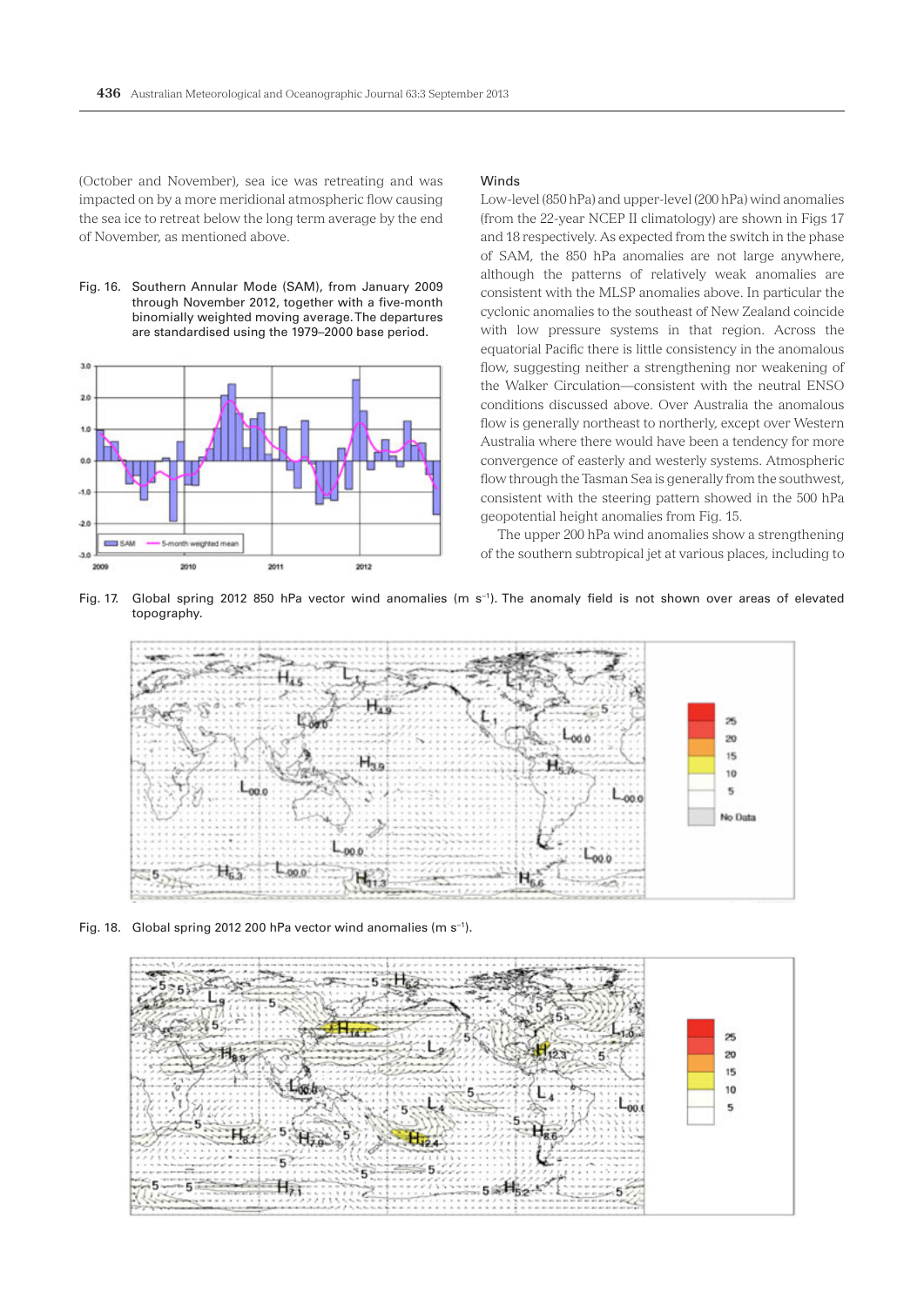(October and November), sea ice was retreating and was impacted on by a more meridional atmospheric flow causing the sea ice to retreat below the long term average by the end of November, as mentioned above.

Fig. 16. Southern Annular Mode (SAM), from January 2009 through November 2012, together with a five-month binomially weighted moving average. The departures are standardised using the 1979–2000 base period.

### Winds

Low-level (850 hPa) and upper-level (200 hPa) wind anomalies (from the 22-year NCEP II climatology) are shown in Figs 17 and 18 respectively. As expected from the switch in the phase of SAM, the 850 hPa anomalies are not large anywhere, although the patterns of relatively weak anomalies are consistent with the MLSP anomalies above. In particular the cyclonic anomalies to the southeast of New Zealand coincide with low pressure systems in that region. Across the equatorial Pacific there is little consistency in the anomalous flow, suggesting neither a strengthening nor weakening of the Walker Circulation—consistent with the neutral ENSO conditions discussed above. Over Australia the anomalous flow is generally northeast to northerly, except over Western Australia where there would have been a tendency for more convergence of easterly and westerly systems. Atmospheric flow through the Tasman Sea is generally from the southwest, consistent with the steering pattern showed in the 500 hPa geopotential height anomalies from Fig. 15.

The upper 200 hPa wind anomalies show a strengthening of the southern subtropical jet at various places, including to

Fig. 17. Global spring 2012 850 hPa vector wind anomalies (m s$^{-1}$). The anomaly field is not shown over areas of elevated topography.

Fig. 18. Global spring 2012 200 hPa vector wind anomalies (m s$^{-1}$).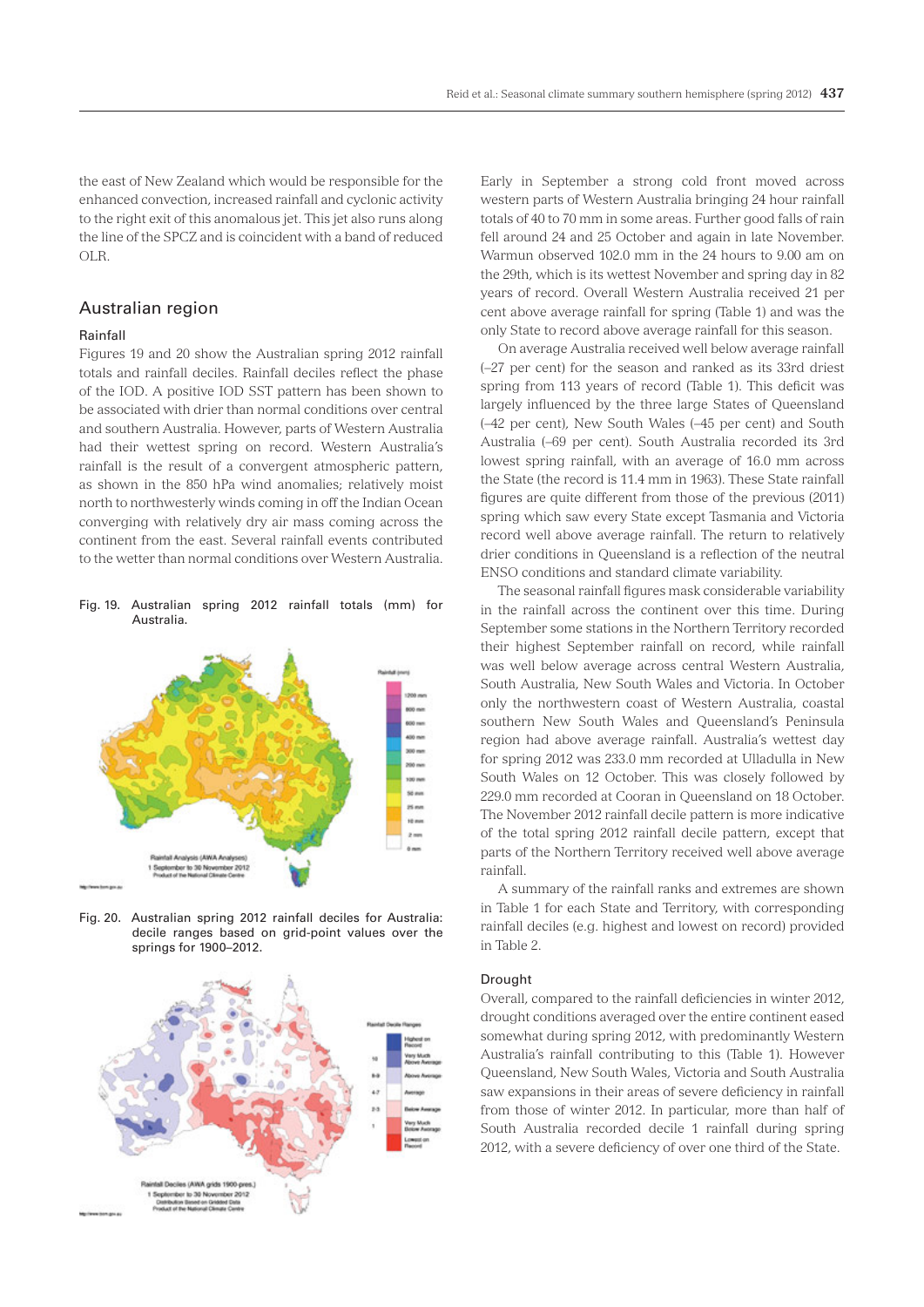the east of New Zealand which would be responsible for the enhanced convection, increased rainfall and cyclonic activity to the right exit of this anomalous jet. This jet also runs along the line of the SPCZ and is coincident with a band of reduced OLR.

## Australian region

### Rainfall

Figures 19 and 20 show the Australian spring 2012 rainfall totals and rainfall deciles. Rainfall deciles reflect the phase of the IOD. A positive IOD SST pattern has been shown to be associated with drier than normal conditions over central and southern Australia. However, parts of Western Australia had their wettest spring on record. Western Australia's rainfall is the result of a convergent atmospheric pattern, as shown in the 850 hPa wind anomalies; relatively moist north to northwesterly winds coming in off the Indian Ocean converging with relatively dry air mass coming across the continent from the east. Several rainfall events contributed to the wetter than normal conditions over Western Australia.

Fig. 19. Australian spring 2012 rainfall totals (mm) for Australia.

Fig. 20. Australian spring 2012 rainfall deciles for Australia: decile ranges based on grid-point values over the springs for 1900–2012.

Early in September a strong cold front moved across western parts of Western Australia bringing 24 hour rainfall totals of 40 to 70 mm in some areas. Further good falls of rain fell around 24 and 25 October and again in late November. Warmun observed 102.0 mm in the 24 hours to 9.00 am on the 29th, which is its wettest November and spring day in 82 years of record. Overall Western Australia received 21 per cent above average rainfall for spring (Table 1) and was the only State to record above average rainfall for this season.

On average Australia received well below average rainfall (–27 per cent) for the season and ranked as its 33rd driest spring from 113 years of record (Table 1). This deficit was largely influenced by the three large States of Queensland (–42 per cent), New South Wales (–45 per cent) and South Australia (–69 per cent). South Australia recorded its 3rd lowest spring rainfall, with an average of 16.0 mm across the State (the record is 11.4 mm in 1963). These State rainfall figures are quite different from those of the previous (2011) spring which saw every State except Tasmania and Victoria record well above average rainfall. The return to relatively drier conditions in Queensland is a reflection of the neutral ENSO conditions and standard climate variability.

The seasonal rainfall figures mask considerable variability in the rainfall across the continent over this time. During September some stations in the Northern Territory recorded their highest September rainfall on record, while rainfall was well below average across central Western Australia, South Australia, New South Wales and Victoria. In October only the northwestern coast of Western Australia, coastal southern New South Wales and Queensland's Peninsula region had above average rainfall. Australia's wettest day for spring 2012 was 233.0 mm recorded at Ulladulla in New South Wales on 12 October. This was closely followed by 229.0 mm recorded at Cooran in Queensland on 18 October. The November 2012 rainfall decile pattern is more indicative of the total spring 2012 rainfall decile pattern, except that parts of the Northern Territory received well above average rainfall.

A summary of the rainfall ranks and extremes are shown in Table 1 for each State and Territory, with corresponding rainfall deciles (e.g. highest and lowest on record) provided in Table 2.

### Drought

Overall, compared to the rainfall deficiencies in winter 2012, drought conditions averaged over the entire continent eased somewhat during spring 2012, with predominantly Western Australia's rainfall contributing to this (Table 1). However Queensland, New South Wales, Victoria and South Australia saw expansions in their areas of severe deficiency in rainfall from those of winter 2012. In particular, more than half of South Australia recorded decile 1 rainfall during spring 2012, with a severe deficiency of over one third of the State.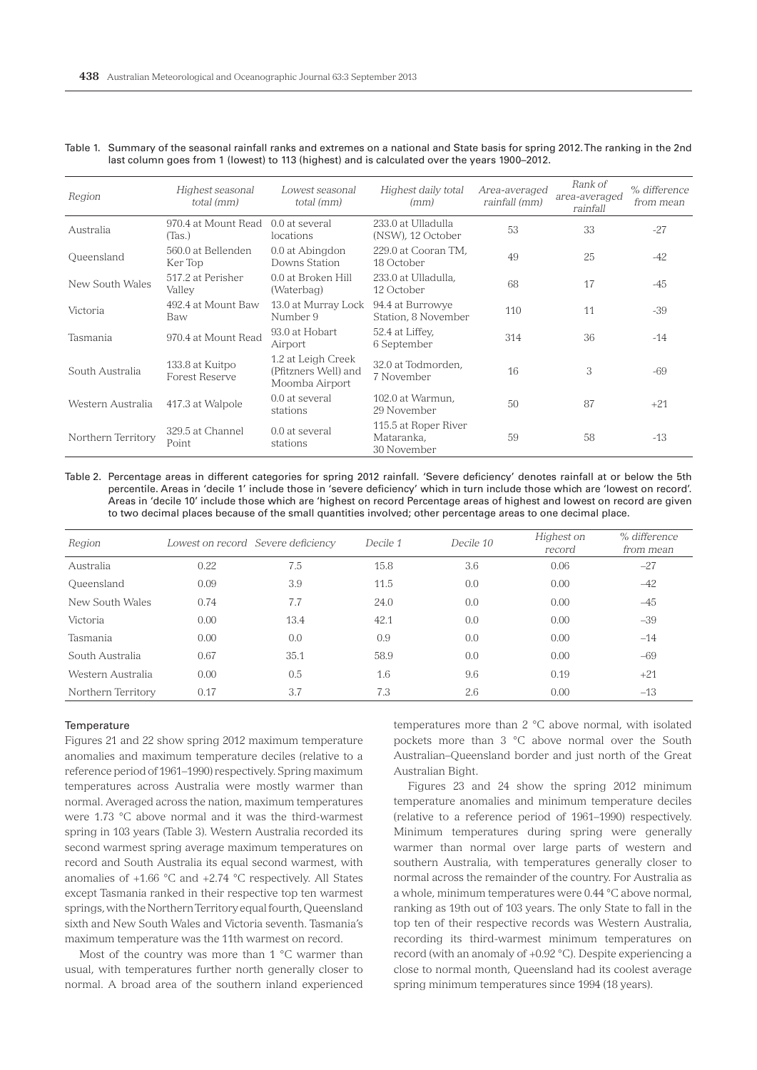Table 1. Summary of the seasonal rainfall ranks and extremes on a national and State basis for spring 2012. The ranking in the 2nd last column goes from 1 (lowest) to 113 (highest) and is calculated over the years 1900–2012.

| *Region* | *Highest seasonal total (mm)* | *Lowest seasonal total (mm)* | *Highest daily total (mm)* | *Area-averaged rainfall (mm)* | *Rank of area-averaged rainfall* | *% difference from mean* |
|---|---|---|---|---|---|---|
| Australia | 970.4 at Mount Read (Tas.) | 0.0 at several locations | 233.0 at Ulladulla (NSW), 12 October | 53 | 33 | -27 |
| Queensland | 560.0 at Bellenden Ker Top | 0.0 at Abingdon Downs Station | 229.0 at Cooran TM, 18 October | 49 | 25 | -42 |
| New South Wales | 517.2 at Perisher Valley | 0.0 at Broken Hill (Waterbag) | 233.0 at Ulladulla, 12 October | 68 | 17 | -45 |
| Victoria | 492.4 at Mount Baw Baw | 13.0 at Murray Lock Number 9 | 94.4 at Burrowye Station, 8 November | 110 | 11 | -39 |
| Tasmania | 970.4 at Mount Read | 93.0 at Hobart Airport | 52.4 at Liffey, 6 September | 314 | 36 | -14 |
| South Australia | 133.8 at Kuitpo Forest Reserve | 1.2 at Leigh Creek (Pfitzners Well) and Moomba Airport | 32.0 at Todmorden, 7 November | 16 | 3 | -69 |
| Western Australia | 417.3 at Walpole | 0.0 at several stations | 102.0 at Warmun, 29 November | 50 | 87 | +21 |
| Northern Territory | 329.5 at Channel Point | 0.0 at several stations | 115.5 at Roper River Mataranka, 30 November | 59 | 58 | -13 |

Table 2. Percentage areas in different categories for spring 2012 rainfall. 'Severe deficiency' denotes rainfall at or below the 5th percentile. Areas in 'decile 1' include those in 'severe deficiency' which in turn include those which are 'lowest on record'. Areas in 'decile 10' include those which are 'highest on record Percentage areas of highest and lowest on record are given to two decimal places because of the small quantities involved; other percentage areas to one decimal place.

| *Region* | *Lowest on record* | *Severe deficiency* | *Decile 1* | *Decile 10* | *Highest on record* | *% difference from mean* |
|---|---|---|---|---|---|---|
| Australia | 0.22 | 7.5 | 15.8 | 3.6 | 0.06 | −27 |
| Queensland | 0.09 | 3.9 | 11.5 | 0.0 | 0.00 | −42 |
| New South Wales | 0.74 | 7.7 | 24.0 | 0.0 | 0.00 | −45 |
| Victoria | 0.00 | 13.4 | 42.1 | 0.0 | 0.00 | −39 |
| Tasmania | 0.00 | 0.0 | 0.9 | 0.0 | 0.00 | −14 |
| South Australia | 0.67 | 35.1 | 58.9 | 0.0 | 0.00 | −69 |
| Western Australia | 0.00 | 0.5 | 1.6 | 9.6 | 0.19 | +21 |
| Northern Territory | 0.17 | 3.7 | 7.3 | 2.6 | 0.00 | −13 |

### Temperature

Figures 21 and 22 show spring 2012 maximum temperature anomalies and maximum temperature deciles (relative to a reference period of 1961–1990) respectively. Spring maximum temperatures across Australia were mostly warmer than normal. Averaged across the nation, maximum temperatures were 1.73 °C above normal and it was the third-warmest spring in 103 years (Table 3). Western Australia recorded its second warmest spring average maximum temperatures on record and South Australia its equal second warmest, with anomalies of +1.66 °C and +2.74 °C respectively. All States except Tasmania ranked in their respective top ten warmest springs, with the Northern Territory equal fourth, Queensland sixth and New South Wales and Victoria seventh. Tasmania's maximum temperature was the 11th warmest on record.

Most of the country was more than 1 °C warmer than usual, with temperatures further north generally closer to normal. A broad area of the southern inland experienced temperatures more than 2 °C above normal, with isolated pockets more than 3 °C above normal over the South Australian–Queensland border and just north of the Great Australian Bight.

Figures 23 and 24 show the spring 2012 minimum temperature anomalies and minimum temperature deciles (relative to a reference period of 1961–1990) respectively. Minimum temperatures during spring were generally warmer than normal over large parts of western and southern Australia, with temperatures generally closer to normal across the remainder of the country. For Australia as a whole, minimum temperatures were 0.44 °C above normal, ranking as 19th out of 103 years. The only State to fall in the top ten of their respective records was Western Australia, recording its third-warmest minimum temperatures on record (with an anomaly of +0.92 °C). Despite experiencing a close to normal month, Queensland had its coolest average spring minimum temperatures since 1994 (18 years).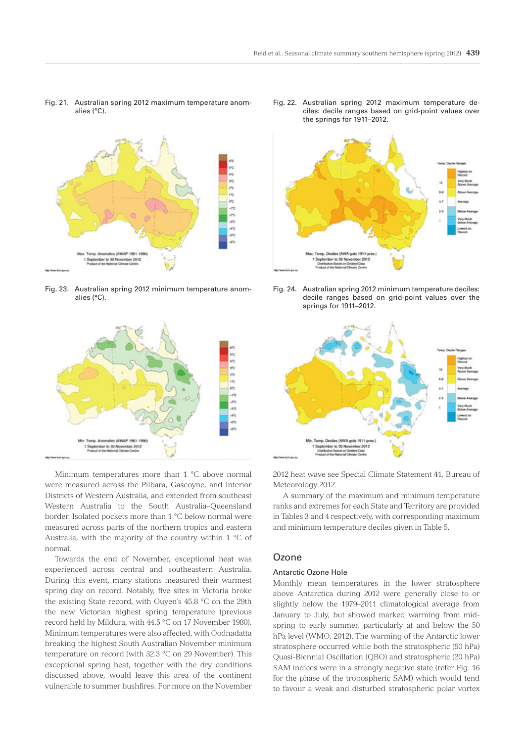Fig. 21. Australian spring 2012 maximum temperature anomalies (°C).

Fig. 22. Australian spring 2012 maximum temperature deciles: decile ranges based on grid-point values over the springs for 1911–2012.

Fig. 23. Australian spring 2012 minimum temperature anomalies (°C).

Fig. 24. Australian spring 2012 minimum temperature deciles: decile ranges based on grid-point values over the springs for 1911–2012.

Minimum temperatures more than 1 °C above normal were measured across the Pilbara, Gascoyne, and Interior Districts of Western Australia, and extended from southeast Western Australia to the South Australia–Queensland border. Isolated pockets more than 1 °C below normal were measured across parts of the northern tropics and eastern Australia, with the majority of the country within 1 °C of normal.

Towards the end of November, exceptional heat was experienced across central and southeastern Australia. During this event, many stations measured their warmest spring day on record. Notably, five sites in Victoria broke the existing State record, with Ouyen's 45.8 °C on the 29th the new Victorian highest spring temperature (previous record held by Mildura, with 44.5 °C on 17 November 1980). Minimum temperatures were also affected, with Oodnadatta breaking the highest South Australian November minimum temperature on record (with 32.3 °C on 29 November). This exceptional spring heat, together with the dry conditions discussed above, would leave this area of the continent vulnerable to summer bushfires. For more on the November 2012 heat wave see Special Climate Statement 41, Bureau of Meteorology 2012.

A summary of the maximum and minimum temperature ranks and extremes for each State and Territory are provided in Tables 3 and 4 respectively, with corresponding maximum and minimum temperature deciles given in Table 5.

## Ozone

### Antarctic Ozone Hole

Monthly mean temperatures in the lower stratosphere above Antarctica during 2012 were generally close to or slightly below the 1979–2011 climatological average from January to July, but showed marked warming from mid-spring to early summer, particularly at and below the 50 hPa level (WMO, 2012). The warming of the Antarctic lower stratosphere occurred while both the stratospheric (50 hPa) Quasi-Biennial Oscillation (QBO) and stratospheric (20 hPa) SAM indices were in a strongly negative state (refer Fig. 16 for the phase of the tropospheric SAM) which would tend to favour a weak and disturbed stratospheric polar vortex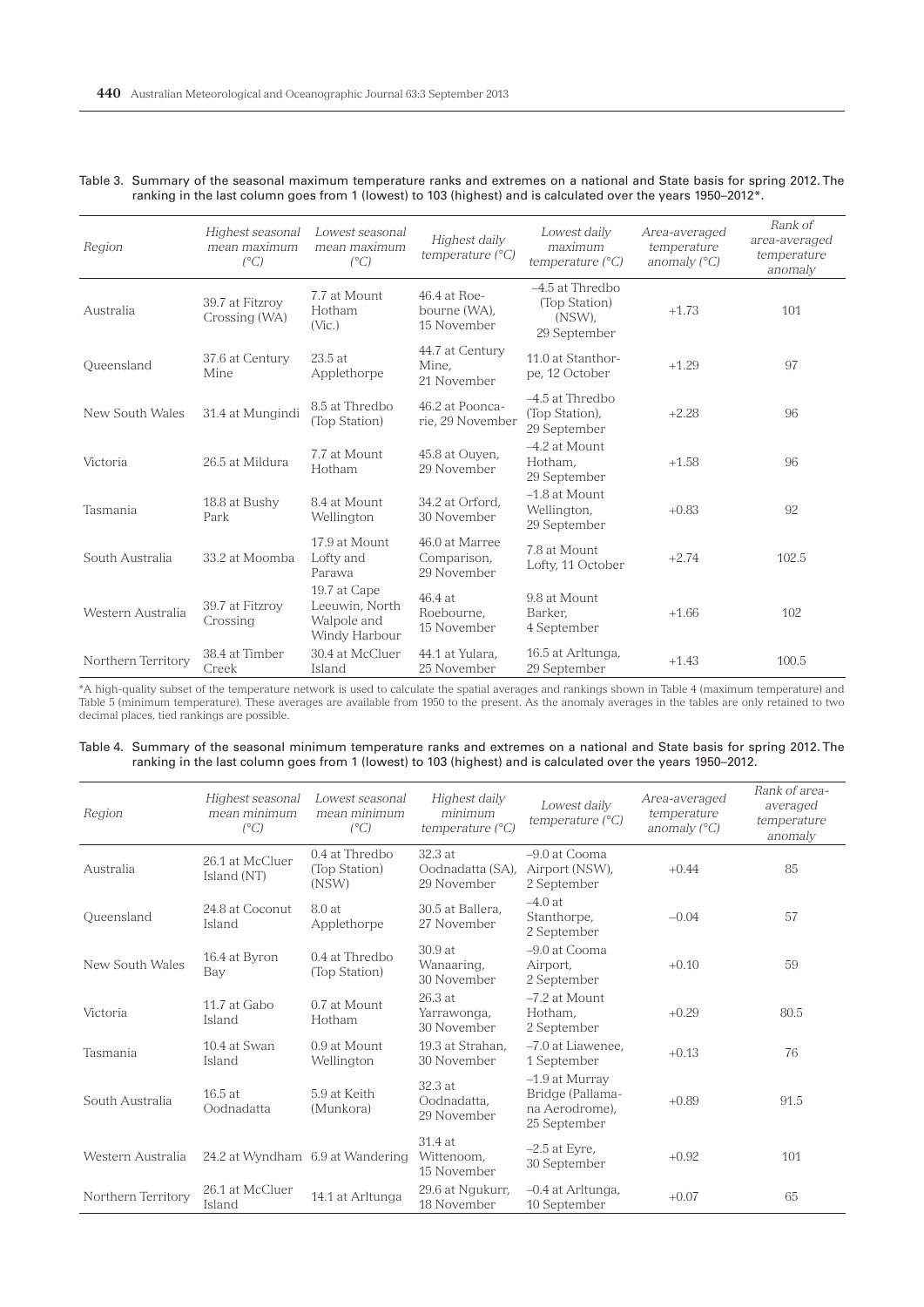Table 3. Summary of the seasonal maximum temperature ranks and extremes on a national and State basis for spring 2012. The ranking in the last column goes from 1 (lowest) to 103 (highest) and is calculated over the years 1950–2012*.

| Region | Highest seasonal mean maximum (°C) | Lowest seasonal mean maximum (°C) | Highest daily temperature (°C) | Lowest daily maximum temperature (°C) | Area-averaged temperature anomaly (°C) | Rank of area-averaged temperature anomaly |
|---|---|---|---|---|---|---|
| Australia | 39.7 at Fitzroy Crossing (WA) | 7.7 at Mount Hotham (Vic.) | 46.4 at Roebourne (WA), 15 November | –4.5 at Thredbo (Top Station) (NSW), 29 September | +1.73 | 101 |
| Queensland | 37.6 at Century Mine | 23.5 at Applethorpe | 44.7 at Century Mine, 21 November | 11.0 at Stanthorpe, 12 October | +1.29 | 97 |
| New South Wales | 31.4 at Mungindi | 8.5 at Thredbo (Top Station) | 46.2 at Poonacarie, 29 November | –4.5 at Thredbo (Top Station), 29 September | +2.28 | 96 |
| Victoria | 26.5 at Mildura | 7.7 at Mount Hotham | 45.8 at Ouyen, 29 November | –4.2 at Mount Hotham, 29 September | +1.58 | 96 |
| Tasmania | 18.8 at Bushy Park | 8.4 at Mount Wellington | 34.2 at Orford, 30 November | –1.8 at Mount Wellington, 29 September | +0.83 | 92 |
| South Australia | 33.2 at Moomba | 17.9 at Mount Lofty and Parawa | 46.0 at Marree Comparison, 29 November | 7.8 at Mount Lofty, 11 October | +2.74 | 102.5 |
| Western Australia | 39.7 at Fitzroy Crossing | 19.7 at Cape Leeuwin, North Walpole and Windy Harbour | 46.4 at Roebourne, 15 November | 9.8 at Mount Barker, 4 September | +1.66 | 102 |
| Northern Territory | 38.4 at Timber Creek | 30.4 at McCluer Island | 44.1 at Yulara, 25 November | 16.5 at Arltunga, 29 September | +1.43 | 100.5 |

*A high-quality subset of the temperature network is used to calculate the spatial averages and rankings shown in Table 4 (maximum temperature) and Table 5 (minimum temperature). These averages are available from 1950 to the present. As the anomaly averages in the tables are only retained to two decimal places, tied rankings are possible.

Table 4. Summary of the seasonal minimum temperature ranks and extremes on a national and State basis for spring 2012. The ranking in the last column goes from 1 (lowest) to 103 (highest) and is calculated over the years 1950–2012.

| Region | Highest seasonal mean minimum (°C) | Lowest seasonal mean minimum (°C) | Highest daily minimum temperature (°C) | Lowest daily temperature (°C) | Area-averaged temperature anomaly (°C) | Rank of area-averaged temperature anomaly |
|---|---|---|---|---|---|---|
| Australia | 26.1 at McCluer Island (NT) | 0.4 at Thredbo (Top Station) (NSW) | 32.3 at Oodnadatta (SA), 29 November | –9.0 at Cooma Airport (NSW), 2 September | +0.44 | 85 |
| Queensland | 24.8 at Coconut Island | 8.0 at Applethorpe | 30.5 at Ballera, 27 November | –4.0 at Stanthorpe, 2 September | –0.04 | 57 |
| New South Wales | 16.4 at Byron Bay | 0.4 at Thredbo (Top Station) | 30.9 at Wanaaring, 30 November | –9.0 at Cooma Airport, 2 September | +0.10 | 59 |
| Victoria | 11.7 at Gabo Island | 0.7 at Mount Hotham | 26.3 at Yarrawonga, 30 November | –7.2 at Mount Hotham, 2 September | +0.29 | 80.5 |
| Tasmania | 10.4 at Swan Island | 0.9 at Mount Wellington | 19.3 at Strahan, 30 November | –7.0 at Liawenee, 1 September | +0.13 | 76 |
| South Australia | 16.5 at Oodnadatta | 5.9 at Keith (Munkora) | 32.3 at Oodnadatta, 29 November | –1.9 at Murray Bridge (Pallamana Aerodrome), 25 September | +0.89 | 91.5 |
| Western Australia | 24.2 at Wyndham | 6.9 at Wandering | 31.4 at Wittenoom, 15 November | –2.5 at Eyre, 30 September | +0.92 | 101 |
| Northern Territory | 26.1 at McCluer Island | 14.1 at Arltunga | 29.6 at Ngukurr, 18 November | –0.4 at Arltunga, 10 September | +0.07 | 65 |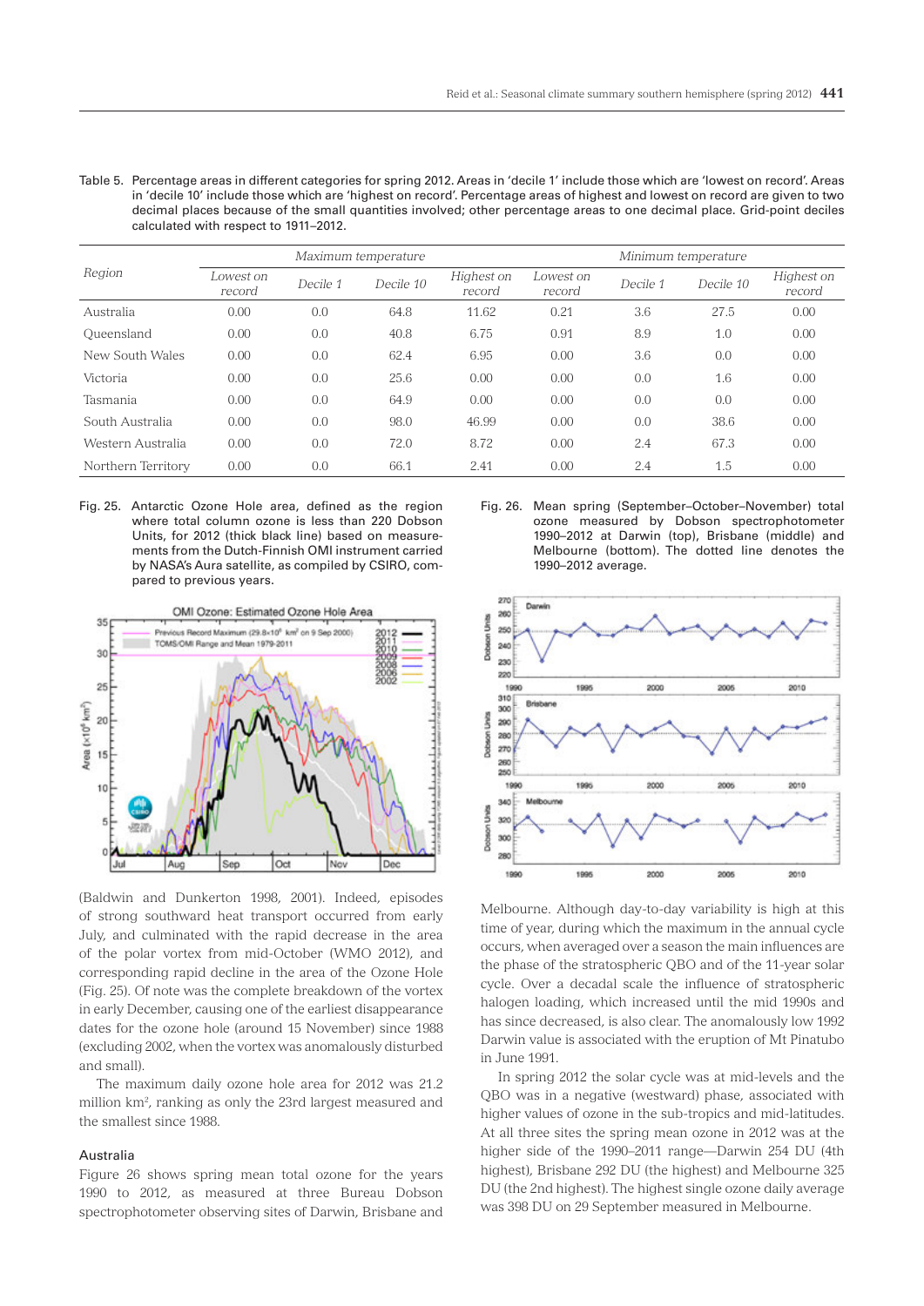Table 5. Percentage areas in different categories for spring 2012. Areas in 'decile 1' include those which are 'lowest on record'. Areas in 'decile 10' include those which are 'highest on record'. Percentage areas of highest and lowest on record are given to two decimal places because of the small quantities involved; other percentage areas to one decimal place. Grid-point deciles calculated with respect to 1911–2012.

| Region | Maximum temperature | | | | Minimum temperature | | | |
|---|---|---|---|---|---|---|---|---|
| | *Lowest on record* | *Decile 1* | *Decile 10* | *Highest on record* | *Lowest on record* | *Decile 1* | *Decile 10* | *Highest on record* |
| Australia | 0.00 | 0.0 | 64.8 | 11.62 | 0.21 | 3.6 | 27.5 | 0.00 |
| Queensland | 0.00 | 0.0 | 40.8 | 6.75 | 0.91 | 8.9 | 1.0 | 0.00 |
| New South Wales | 0.00 | 0.0 | 62.4 | 6.95 | 0.00 | 3.6 | 0.0 | 0.00 |
| Victoria | 0.00 | 0.0 | 25.6 | 0.00 | 0.00 | 0.0 | 1.6 | 0.00 |
| Tasmania | 0.00 | 0.0 | 64.9 | 0.00 | 0.00 | 0.0 | 0.0 | 0.00 |
| South Australia | 0.00 | 0.0 | 98.0 | 46.99 | 0.00 | 0.0 | 38.6 | 0.00 |
| Western Australia | 0.00 | 0.0 | 72.0 | 8.72 | 0.00 | 2.4 | 67.3 | 0.00 |
| Northern Territory | 0.00 | 0.0 | 66.1 | 2.41 | 0.00 | 2.4 | 1.5 | 0.00 |

Fig. 25. Antarctic Ozone Hole area, defined as the region where total column ozone is less than 220 Dobson Units, for 2012 (thick black line) based on measurements from the Dutch-Finnish OMI instrument carried by NASA's Aura satellite, as compiled by CSIRO, compared to previous years.

Fig. 26. Mean spring (September–October–November) total ozone measured by Dobson spectrophotometer 1990–2012 at Darwin (top), Brisbane (middle) and Melbourne (bottom). The dotted line denotes the 1990–2012 average.

(Baldwin and Dunkerton 1998, 2001). Indeed, episodes of strong southward heat transport occurred from early July, and culminated with the rapid decrease in the area of the polar vortex from mid-October (WMO 2012), and corresponding rapid decline in the area of the Ozone Hole (Fig. 25). Of note was the complete breakdown of the vortex in early December, causing one of the earliest disappearance dates for the ozone hole (around 15 November) since 1988 (excluding 2002, when the vortex was anomalously disturbed and small).

The maximum daily ozone hole area for 2012 was 21.2 million km$^2$, ranking as only the 23rd largest measured and the smallest since 1988.

### Australia

Figure 26 shows spring mean total ozone for the years 1990 to 2012, as measured at three Bureau Dobson spectrophotometer observing sites of Darwin, Brisbane and Melbourne. Although day-to-day variability is high at this time of year, during which the maximum in the annual cycle occurs, when averaged over a season the main influences are the phase of the stratospheric QBO and of the 11-year solar cycle. Over a decadal scale the influence of stratospheric halogen loading, which increased until the mid 1990s and has since decreased, is also clear. The anomalously low 1992 Darwin value is associated with the eruption of Mt Pinatubo in June 1991.

In spring 2012 the solar cycle was at mid-levels and the QBO was in a negative (westward) phase, associated with higher values of ozone in the sub-tropics and mid-latitudes. At all three sites the spring mean ozone in 2012 was at the higher side of the 1990–2011 range—Darwin 254 DU (4th highest), Brisbane 292 DU (the highest) and Melbourne 325 DU (the 2nd highest). The highest single ozone daily average was 398 DU on 29 September measured in Melbourne.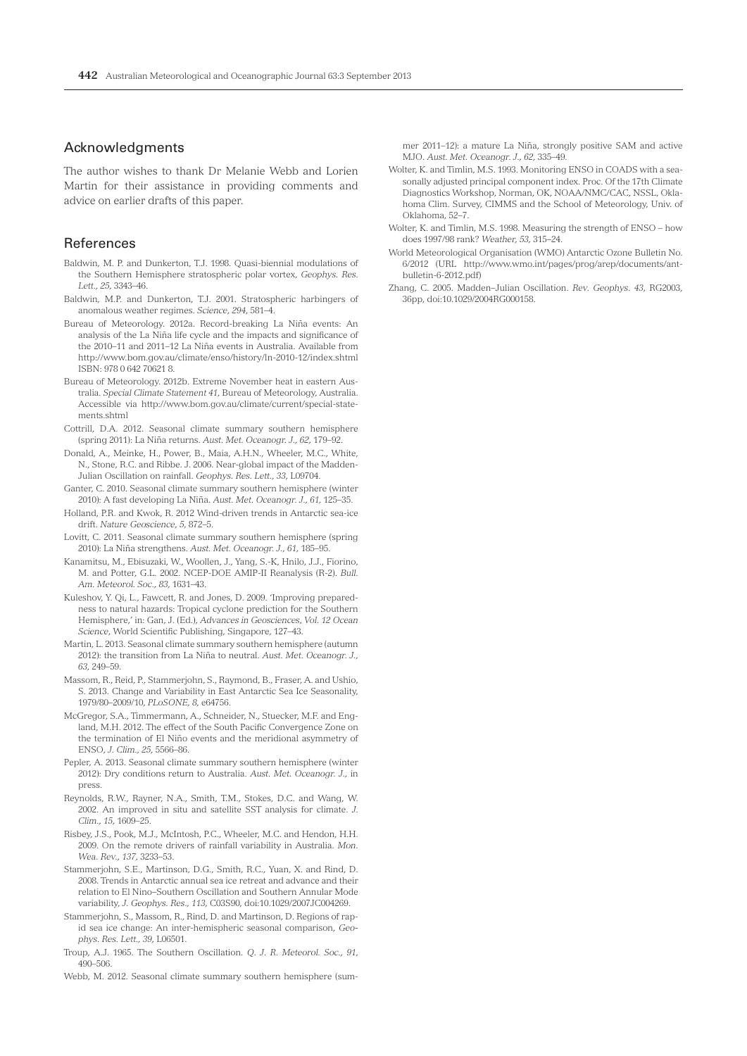## Acknowledgments

The author wishes to thank Dr Melanie Webb and Lorien Martin for their assistance in providing comments and advice on earlier drafts of this paper.

## References

Baldwin, M. P. and Dunkerton, T.J. 1998. Quasi-biennial modulations of the Southern Hemisphere stratospheric polar vortex, *Geophys. Res. Lett., 25,* 3343–46.

Baldwin, M.P. and Dunkerton, T.J. 2001. Stratospheric harbingers of anomalous weather regimes. *Science, 294*, 581–4.

Bureau of Meteorology. 2012a. Record-breaking La Niña events: An analysis of the La Niña life cycle and the impacts and significance of the 2010–11 and 2011–12 La Niña events in Australia. Available from http://www.bom.gov.au/climate/enso/history/ln-2010-12/index.shtml ISBN: 978 0 642 70621 8.

Bureau of Meteorology. 2012b. Extreme November heat in eastern Australia. *Special Climate Statement 41*, Bureau of Meteorology, Australia. Accessible via http://www.bom.gov.au/climate/current/special-statements.shtml

Cottrill, D.A. 2012. Seasonal climate summary southern hemisphere (spring 2011): La Niña returns. *Aust. Met. Oceanogr. J., 62,* 179–92.

Donald, A., Meinke, H., Power, B., Maia, A.H.N., Wheeler, M.C., White, N., Stone, R.C. and Ribbe. J. 2006. Near-global impact of the Madden-Julian Oscillation on rainfall. *Geophys. Res. Lett., 33*, L09704.

Ganter, C. 2010. Seasonal climate summary southern hemisphere (winter 2010): A fast developing La Niña. *Aust. Met. Oceanogr. J., 61,* 125–35.

Holland, P.R. and Kwok, R. 2012 Wind-driven trends in Antarctic sea-ice drift. *Nature Geoscience*, *5,* 872–5.

Lovitt, C. 2011. Seasonal climate summary southern hemisphere (spring 2010): La Niña strengthens. *Aust. Met. Oceanogr. J., 61,* 185–95.

Kanamitsu, M., Ebisuzaki, W., Woollen, J., Yang, S.-K, Hnilo, J.J., Fiorino, M. and Potter, G.L. 2002. NCEP-DOE AMIP-II Reanalysis (R-2). *Bull. Am. Meteorol. Soc., 83,* 1631–43.

Kuleshov, Y. Qi, L., Fawcett, R. and Jones, D. 2009. 'Improving preparedness to natural hazards: Tropical cyclone prediction for the Southern Hemisphere,' in: Gan, J. (Ed.), *Advances in Geosciences, Vol. 12 Ocean Science*, World Scientific Publishing, Singapore, 127–43.

Martin, L. 2013. Seasonal climate summary southern hemisphere (autumn 2012): the transition from La Niña to neutral. *Aust. Met. Oceanogr. J., 63,* 249–59.

Massom, R., Reid, P., Stammerjohn, S., Raymond, B., Fraser, A. and Ushio, S. 2013. Change and Variability in East Antarctic Sea Ice Seasonality, 1979/80–2009/10, *PLoSONE, 8,* e64756.

McGregor, S.A., Timmermann, A., Schneider, N., Stuecker, M.F. and England, M.H. 2012. The effect of the South Pacific Convergence Zone on the termination of El Niño events and the meridional asymmetry of ENSO, *J. Clim., 25,* 5566–86.

Pepler, A. 2013. Seasonal climate summary southern hemisphere (winter 2012): Dry conditions return to Australia. *Aust. Met. Oceanogr. J.,* in press.

Reynolds, R.W., Rayner, N.A., Smith, T.M., Stokes, D.C. and Wang, W. 2002. An improved in situ and satellite SST analysis for climate. *J. Clim., 15,* 1609–25.

Risbey, J.S., Pook, M.J., McIntosh, P.C., Wheeler, M.C. and Hendon, H.H. 2009. On the remote drivers of rainfall variability in Australia. *Mon. Wea. Rev., 137,* 3233–53.

Stammerjohn, S.E., Martinson, D.G., Smith, R.C., Yuan, X. and Rind, D. 2008. Trends in Antarctic annual sea ice retreat and advance and their relation to El Nino–Southern Oscillation and Southern Annular Mode variability, *J. Geophys. Res., 113,* C03S90, doi:10.1029/2007JC004269.

Stammerjohn, S., Massom, R., Rind, D. and Martinson, D. Regions of rapid sea ice change: An inter-hemispheric seasonal comparison, *Geophys. Res. Lett., 39,* L06501.

Troup, A.J. 1965. The Southern Oscillation. *Q. J. R. Meteorol. Soc., 91,* 490–506.

Webb, M. 2012. Seasonal climate summary southern hemisphere (summer 2011–12): a mature La Niña, strongly positive SAM and active MJO. *Aust. Met. Oceanogr. J., 62,* 335–49.

Wolter, K. and Timlin, M.S. 1993. Monitoring ENSO in COADS with a seasonally adjusted principal component index. Proc. Of the 17th Climate Diagnostics Workshop, Norman, OK, NOAA/NMC/CAC, NSSL, Oklahoma Clim. Survey, CIMMS and the School of Meteorology, Univ. of Oklahoma, 52–7.

Wolter, K. and Timlin, M.S. 1998. Measuring the strength of ENSO – how does 1997/98 rank? *Weather, 53,* 315–24.

World Meteorological Organisation (WMO) Antarctic Ozone Bulletin No. 6/2012 (URL http://www.wmo.int/pages/prog/arep/documents/antbulletin-6-2012.pdf)

Zhang, C. 2005. Madden–Julian Oscillation. *Rev. Geophys. 43,* RG2003, 36pp, doi:10.1029/2004RG000158.